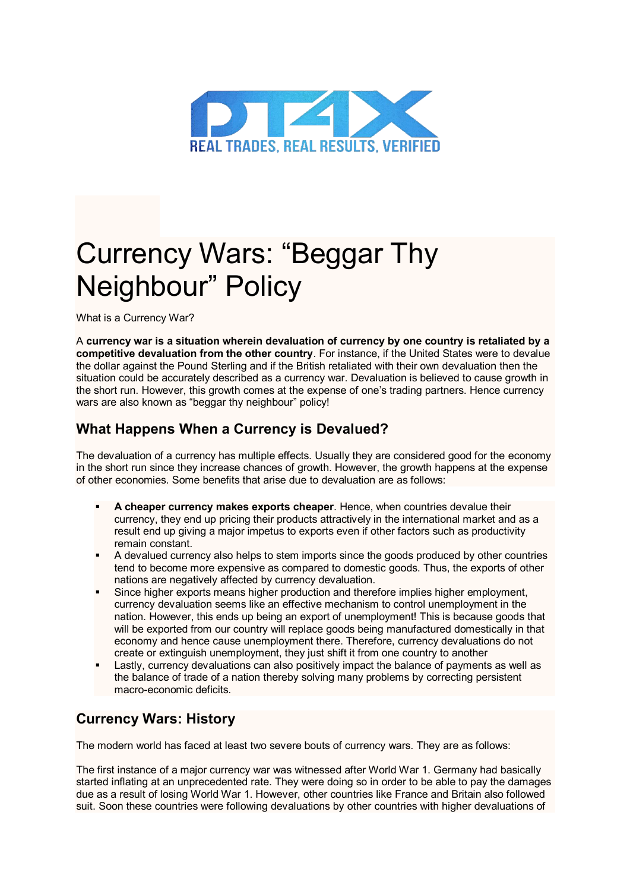DT4X

REAL TRADES, REAL RESULTS, VERIFIED

# Currency Wars: "Beggar Thy Neighbour" Policy

What is a Currency War?

A **currency war is a situation wherein devaluation of currency by one country is retaliated by a competitive devaluation from the other country**. For instance, if the United States were to devalue the dollar against the Pound Sterling and if the British retaliated with their own devaluation then the situation could be accurately described as a currency war. Devaluation is believed to cause growth in the short run. However, this growth comes at the expense of one's trading partners. Hence currency wars are also known as "beggar thy neighbour" policy!

## What Happens When a Currency is Devalued?

The devaluation of a currency has multiple effects. Usually they are considered good for the economy in the short run since they increase chances of growth. However, the growth happens at the expense of other economies. Some benefits that arise due to devaluation are as follows:

- **A cheaper currency makes exports cheaper**. Hence, when countries devalue their currency, they end up pricing their products attractively in the international market and as a result end up giving a major impetus to exports even if other factors such as productivity remain constant.
- A devalued currency also helps to stem imports since the goods produced by other countries tend to become more expensive as compared to domestic goods. Thus, the exports of other nations are negatively affected by currency devaluation.
- Since higher exports means higher production and therefore implies higher employment, currency devaluation seems like an effective mechanism to control unemployment in the nation. However, this ends up being an export of unemployment! This is because goods that will be exported from our country will replace goods being manufactured domestically in that economy and hence cause unemployment there. Therefore, currency devaluations do not create or extinguish unemployment, they just shift it from one country to another
- Lastly, currency devaluations can also positively impact the balance of payments as well as the balance of trade of a nation thereby solving many problems by correcting persistent macro-economic deficits.

## Currency Wars: History

The modern world has faced at least two severe bouts of currency wars. They are as follows:

The first instance of a major currency war was witnessed after World War 1. Germany had basically started inflating at an unprecedented rate. They were doing so in order to be able to pay the damages due as a result of losing World War 1. However, other countries like France and Britain also followed suit. Soon these countries were following devaluations by other countries with higher devaluations of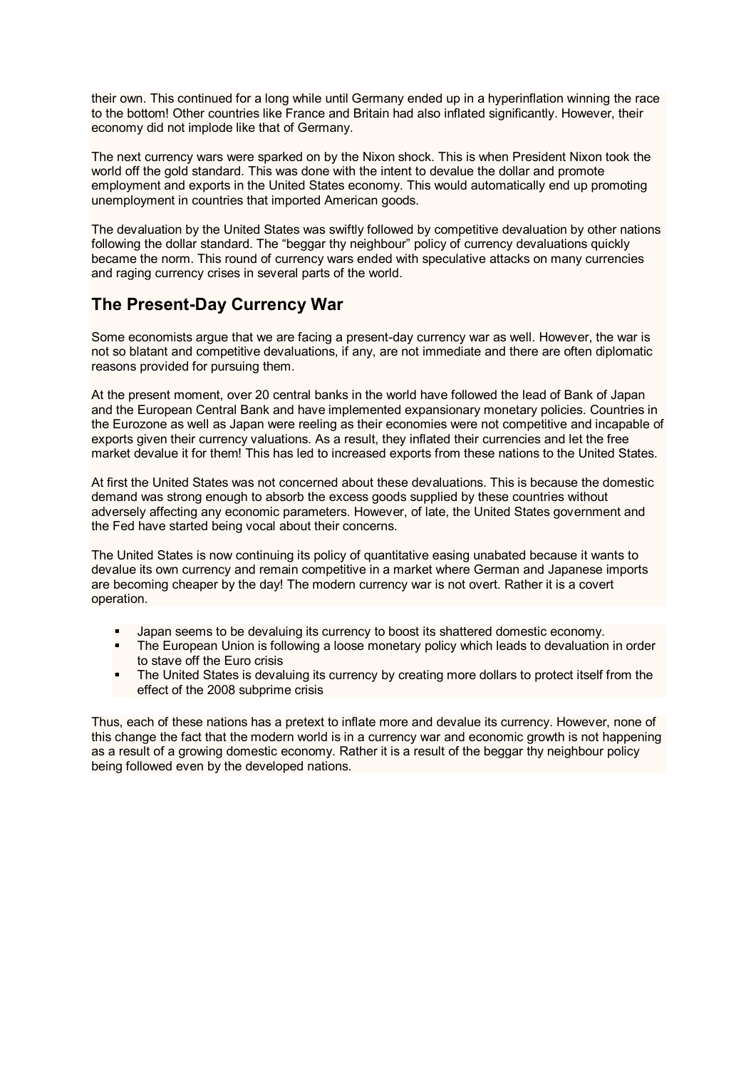their own. This continued for a long while until Germany ended up in a hyperinflation winning the race to the bottom! Other countries like France and Britain had also inflated significantly. However, their economy did not implode like that of Germany.

The next currency wars were sparked on by the Nixon shock. This is when President Nixon took the world off the gold standard. This was done with the intent to devalue the dollar and promote employment and exports in the United States economy. This would automatically end up promoting unemployment in countries that imported American goods.

The devaluation by the United States was swiftly followed by competitive devaluation by other nations following the dollar standard. The "beggar thy neighbour" policy of currency devaluations quickly became the norm. This round of currency wars ended with speculative attacks on many currencies and raging currency crises in several parts of the world.

## The Present-Day Currency War

Some economists argue that we are facing a present-day currency war as well. However, the war is not so blatant and competitive devaluations, if any, are not immediate and there are often diplomatic reasons provided for pursuing them.

At the present moment, over 20 central banks in the world have followed the lead of Bank of Japan and the European Central Bank and have implemented expansionary monetary policies. Countries in the Eurozone as well as Japan were reeling as their economies were not competitive and incapable of exports given their currency valuations. As a result, they inflated their currencies and let the free market devalue it for them! This has led to increased exports from these nations to the United States.

At first the United States was not concerned about these devaluations. This is because the domestic demand was strong enough to absorb the excess goods supplied by these countries without adversely affecting any economic parameters. However, of late, the United States government and the Fed have started being vocal about their concerns.

The United States is now continuing its policy of quantitative easing unabated because it wants to devalue its own currency and remain competitive in a market where German and Japanese imports are becoming cheaper by the day! The modern currency war is not overt. Rather it is a covert operation.

- Japan seems to be devaluing its currency to boost its shattered domestic economy.
- The European Union is following a loose monetary policy which leads to devaluation in order to stave off the Euro crisis
- The United States is devaluing its currency by creating more dollars to protect itself from the effect of the 2008 subprime crisis

Thus, each of these nations has a pretext to inflate more and devalue its currency. However, none of this change the fact that the modern world is in a currency war and economic growth is not happening as a result of a growing domestic economy. Rather it is a result of the beggar thy neighbour policy being followed even by the developed nations.